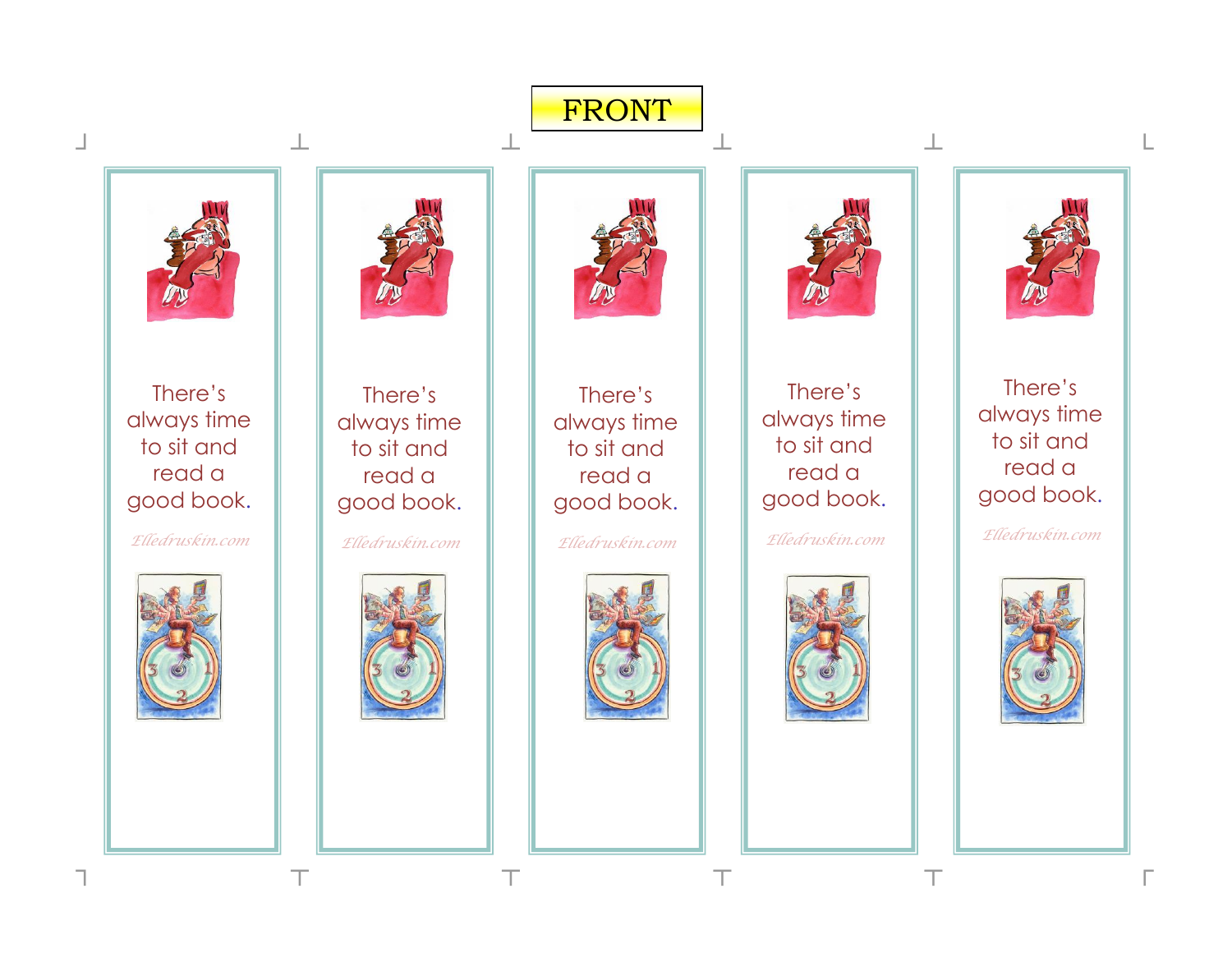FRONT

There's always time to sit and read a good book.

*Elledruskin.com*

There's always time to sit and read a good book.

*Elledruskin.com*

There's always time to sit and read a good book.

*Elledruskin.com*

There's always time to sit and read a good book.

*Elledruskin.com*

There's always time to sit and read a good book.

*Elledruskin.com*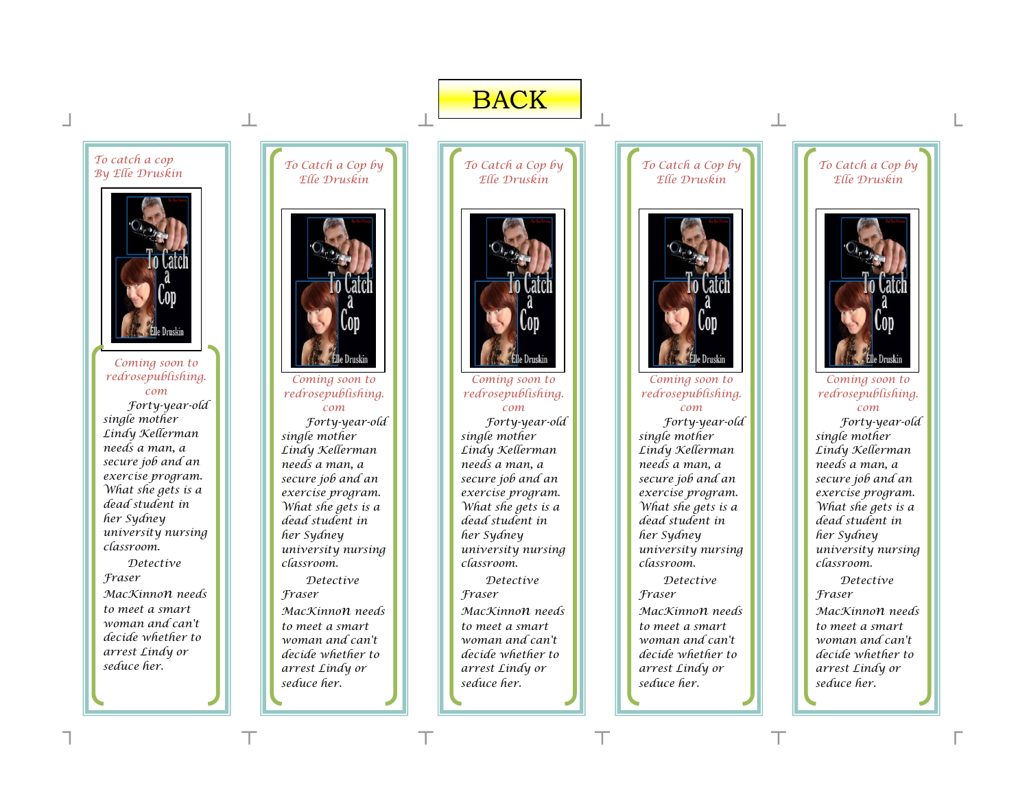BACK

*To catch a cop*
*By Elle Druskin*

*Coming soon to redrosepublishing.com*

*Forty-year-old single mother Lindy Kellerman needs a man, a secure job and an exercise program. What she gets is a dead student in her Sydney university nursing classroom.*

*Detective Fraser MacKinnon needs to meet a smart woman and can't decide whether to arrest Lindy or seduce her.*

*To Catch a Cop by Elle Druskin*

*Coming soon to redrosepublishing.com*

*Forty-year-old single mother Lindy Kellerman needs a man, a secure job and an exercise program. What she gets is a dead student in her Sydney university nursing classroom.*

*Detective Fraser MacKinnon needs to meet a smart woman and can't decide whether to arrest Lindy or seduce her.*

*To Catch a Cop by Elle Druskin*

*Coming soon to redrosepublishing.com*

*Forty-year-old single mother Lindy Kellerman needs a man, a secure job and an exercise program. What she gets is a dead student in her Sydney university nursing classroom.*

*Detective Fraser MacKinnon needs to meet a smart woman and can't decide whether to arrest Lindy or seduce her.*

*To Catch a Cop by Elle Druskin*

*Coming soon to redrosepublishing.com*

*Forty-year-old single mother Lindy Kellerman needs a man, a secure job and an exercise program. What she gets is a dead student in her Sydney university nursing classroom.*

*Detective Fraser MacKinnon needs to meet a smart woman and can't decide whether to arrest Lindy or seduce her.*

*To Catch a Cop by Elle Druskin*

*Coming soon to redrosepublishing.com*

*Forty-year-old single mother Lindy Kellerman needs a man, a secure job and an exercise program. What she gets is a dead student in her Sydney university nursing classroom.*

*Detective Fraser MacKinnon needs to meet a smart woman and can't decide whether to arrest Lindy or seduce her.*